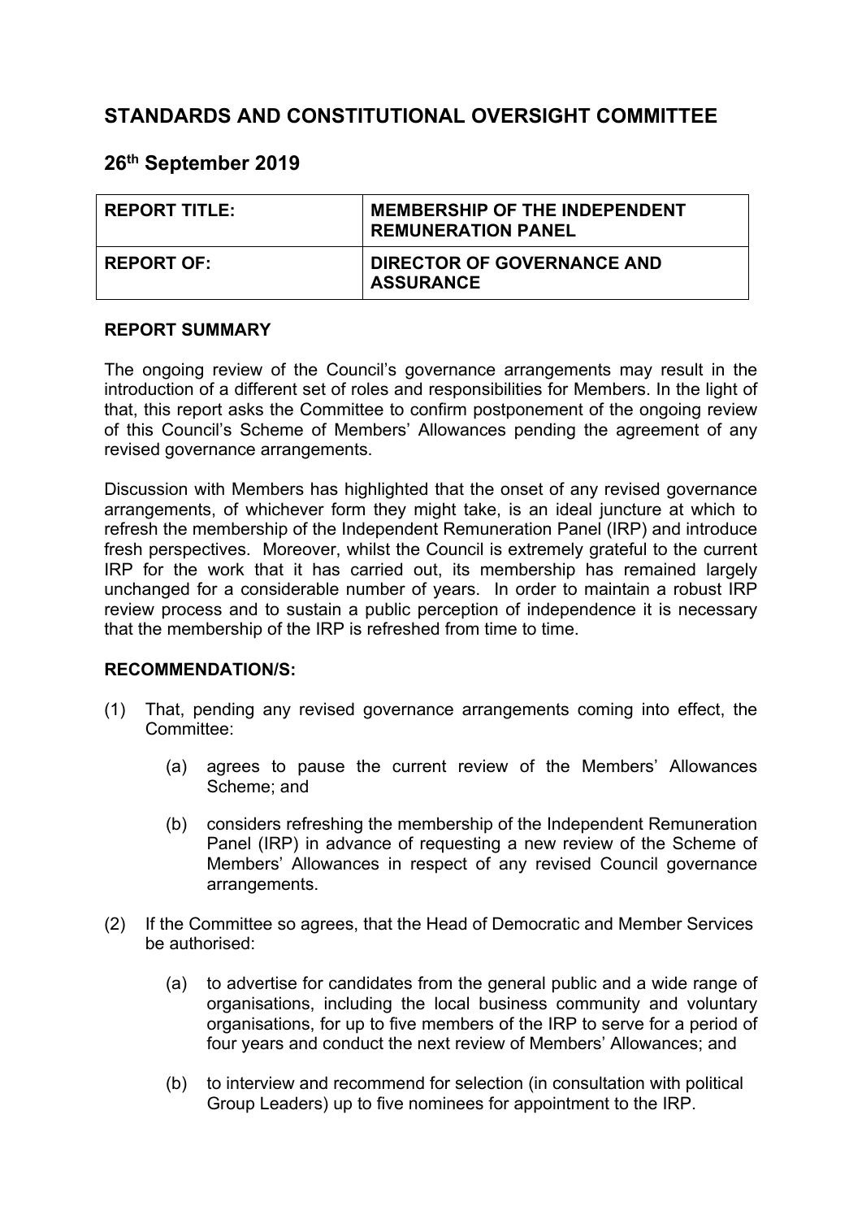# STANDARDS AND CONSTITUTIONAL OVERSIGHT COMMITTEE

## 26th September 2019

| REPORT TITLE: | MEMBERSHIP OF THE INDEPENDENT REMUNERATION PANEL |
| --- | --- |
| REPORT OF: | DIRECTOR OF GOVERNANCE AND ASSURANCE |

**REPORT SUMMARY**

The ongoing review of the Council's governance arrangements may result in the introduction of a different set of roles and responsibilities for Members. In the light of that, this report asks the Committee to confirm postponement of the ongoing review of this Council's Scheme of Members' Allowances pending the agreement of any revised governance arrangements.

Discussion with Members has highlighted that the onset of any revised governance arrangements, of whichever form they might take, is an ideal juncture at which to refresh the membership of the Independent Remuneration Panel (IRP) and introduce fresh perspectives. Moreover, whilst the Council is extremely grateful to the current IRP for the work that it has carried out, its membership has remained largely unchanged for a considerable number of years. In order to maintain a robust IRP review process and to sustain a public perception of independence it is necessary that the membership of the IRP is refreshed from time to time.

**RECOMMENDATION/S:**

(1) That, pending any revised governance arrangements coming into effect, the Committee:

   (a) agrees to pause the current review of the Members' Allowances Scheme; and

   (b) considers refreshing the membership of the Independent Remuneration Panel (IRP) in advance of requesting a new review of the Scheme of Members' Allowances in respect of any revised Council governance arrangements.

(2) If the Committee so agrees, that the Head of Democratic and Member Services be authorised:

   (a) to advertise for candidates from the general public and a wide range of organisations, including the local business community and voluntary organisations, for up to five members of the IRP to serve for a period of four years and conduct the next review of Members' Allowances; and

   (b) to interview and recommend for selection (in consultation with political Group Leaders) up to five nominees for appointment to the IRP.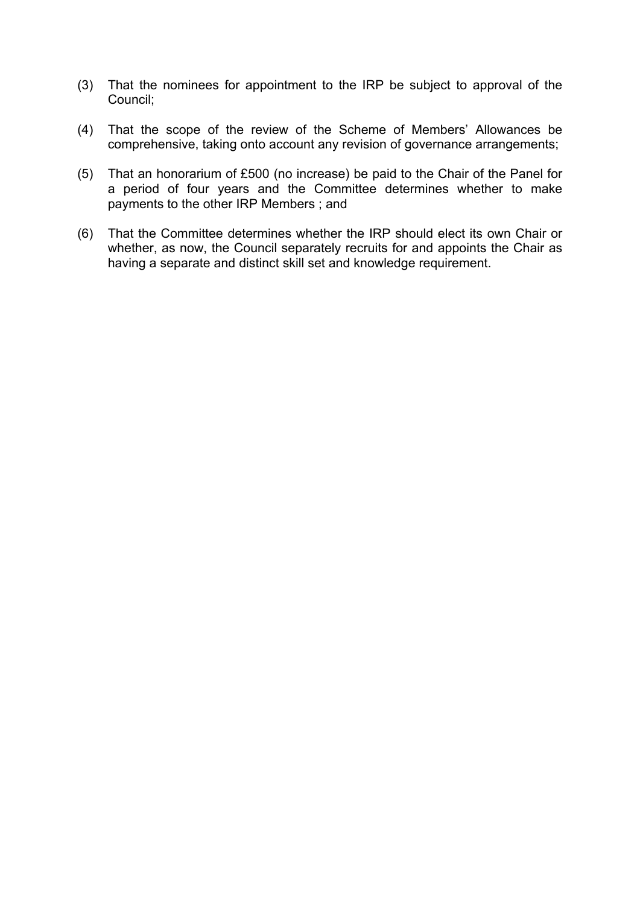(3) That the nominees for appointment to the IRP be subject to approval of the Council;

(4) That the scope of the review of the Scheme of Members' Allowances be comprehensive, taking onto account any revision of governance arrangements;

(5) That an honorarium of £500 (no increase) be paid to the Chair of the Panel for a period of four years and the Committee determines whether to make payments to the other IRP Members ; and

(6) That the Committee determines whether the IRP should elect its own Chair or whether, as now, the Council separately recruits for and appoints the Chair as having a separate and distinct skill set and knowledge requirement.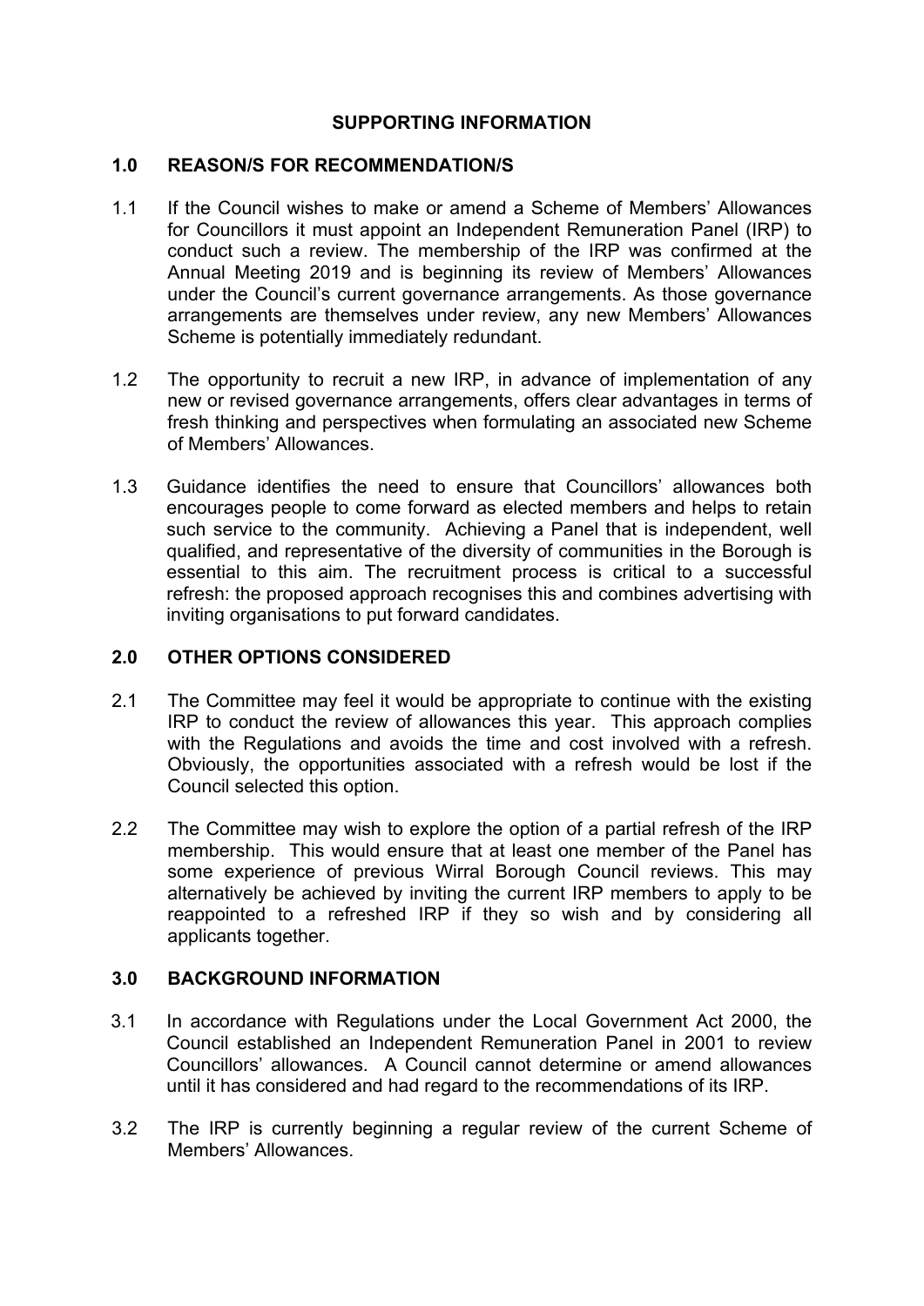## SUPPORTING INFORMATION

### 1.0 REASON/S FOR RECOMMENDATION/S

1.1 If the Council wishes to make or amend a Scheme of Members' Allowances for Councillors it must appoint an Independent Remuneration Panel (IRP) to conduct such a review. The membership of the IRP was confirmed at the Annual Meeting 2019 and is beginning its review of Members' Allowances under the Council's current governance arrangements. As those governance arrangements are themselves under review, any new Members' Allowances Scheme is potentially immediately redundant.

1.2 The opportunity to recruit a new IRP, in advance of implementation of any new or revised governance arrangements, offers clear advantages in terms of fresh thinking and perspectives when formulating an associated new Scheme of Members' Allowances.

1.3 Guidance identifies the need to ensure that Councillors' allowances both encourages people to come forward as elected members and helps to retain such service to the community. Achieving a Panel that is independent, well qualified, and representative of the diversity of communities in the Borough is essential to this aim. The recruitment process is critical to a successful refresh: the proposed approach recognises this and combines advertising with inviting organisations to put forward candidates.

### 2.0 OTHER OPTIONS CONSIDERED

2.1 The Committee may feel it would be appropriate to continue with the existing IRP to conduct the review of allowances this year. This approach complies with the Regulations and avoids the time and cost involved with a refresh. Obviously, the opportunities associated with a refresh would be lost if the Council selected this option.

2.2 The Committee may wish to explore the option of a partial refresh of the IRP membership. This would ensure that at least one member of the Panel has some experience of previous Wirral Borough Council reviews. This may alternatively be achieved by inviting the current IRP members to apply to be reappointed to a refreshed IRP if they so wish and by considering all applicants together.

### 3.0 BACKGROUND INFORMATION

3.1 In accordance with Regulations under the Local Government Act 2000, the Council established an Independent Remuneration Panel in 2001 to review Councillors' allowances. A Council cannot determine or amend allowances until it has considered and had regard to the recommendations of its IRP.

3.2 The IRP is currently beginning a regular review of the current Scheme of Members' Allowances.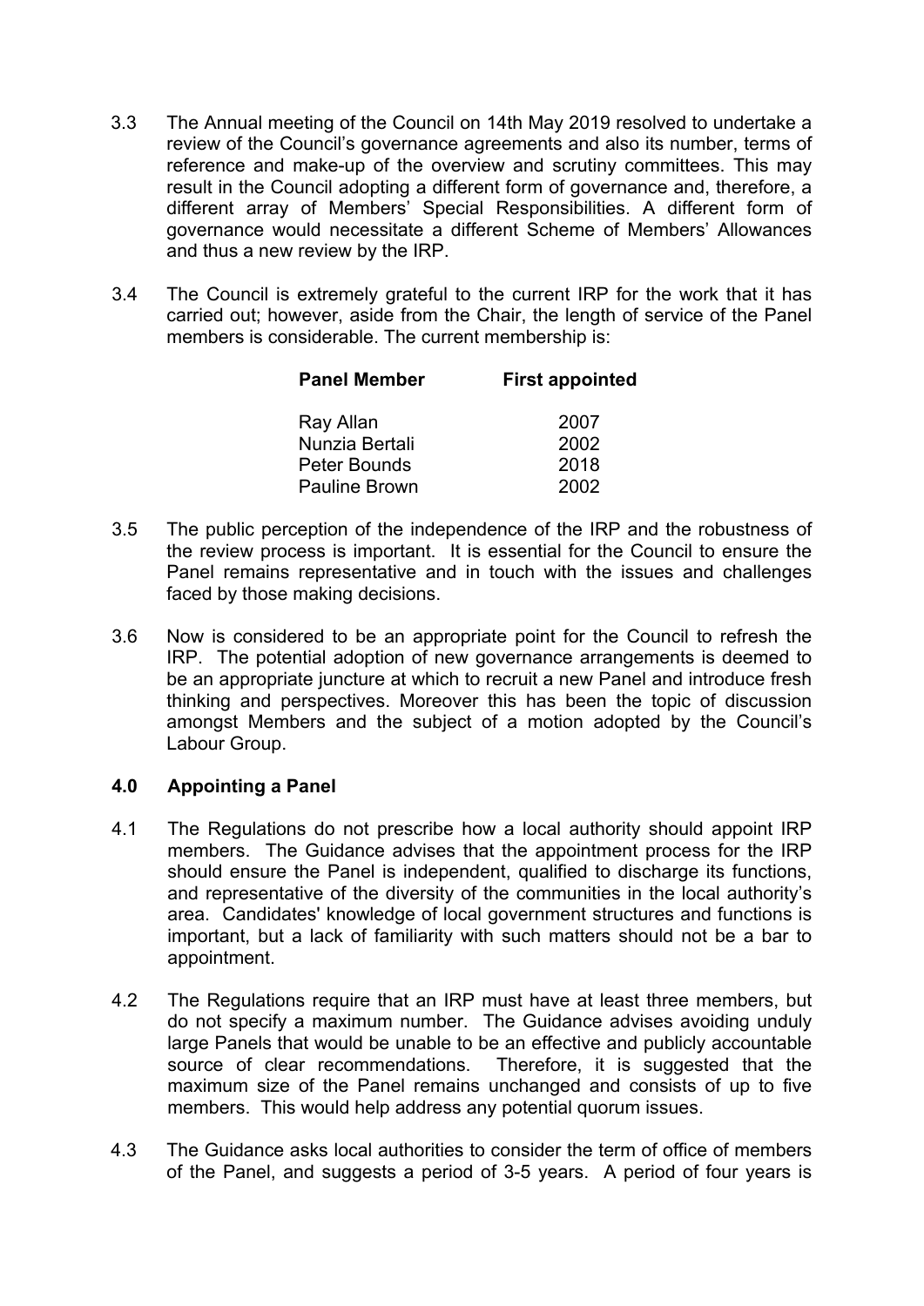3.3 The Annual meeting of the Council on 14th May 2019 resolved to undertake a review of the Council's governance agreements and also its number, terms of reference and make-up of the overview and scrutiny committees. This may result in the Council adopting a different form of governance and, therefore, a different array of Members' Special Responsibilities. A different form of governance would necessitate a different Scheme of Members' Allowances and thus a new review by the IRP.

3.4 The Council is extremely grateful to the current IRP for the work that it has carried out; however, aside from the Chair, the length of service of the Panel members is considerable. The current membership is:

| Panel Member | First appointed |
|---|---|
| Ray Allan | 2007 |
| Nunzia Bertali | 2002 |
| Peter Bounds | 2018 |
| Pauline Brown | 2002 |

3.5 The public perception of the independence of the IRP and the robustness of the review process is important. It is essential for the Council to ensure the Panel remains representative and in touch with the issues and challenges faced by those making decisions.

3.6 Now is considered to be an appropriate point for the Council to refresh the IRP. The potential adoption of new governance arrangements is deemed to be an appropriate juncture at which to recruit a new Panel and introduce fresh thinking and perspectives. Moreover this has been the topic of discussion amongst Members and the subject of a motion adopted by the Council's Labour Group.

## 4.0 Appointing a Panel

4.1 The Regulations do not prescribe how a local authority should appoint IRP members. The Guidance advises that the appointment process for the IRP should ensure the Panel is independent, qualified to discharge its functions, and representative of the diversity of the communities in the local authority's area. Candidates' knowledge of local government structures and functions is important, but a lack of familiarity with such matters should not be a bar to appointment.

4.2 The Regulations require that an IRP must have at least three members, but do not specify a maximum number. The Guidance advises avoiding unduly large Panels that would be unable to be an effective and publicly accountable source of clear recommendations. Therefore, it is suggested that the maximum size of the Panel remains unchanged and consists of up to five members. This would help address any potential quorum issues.

4.3 The Guidance asks local authorities to consider the term of office of members of the Panel, and suggests a period of 3-5 years. A period of four years is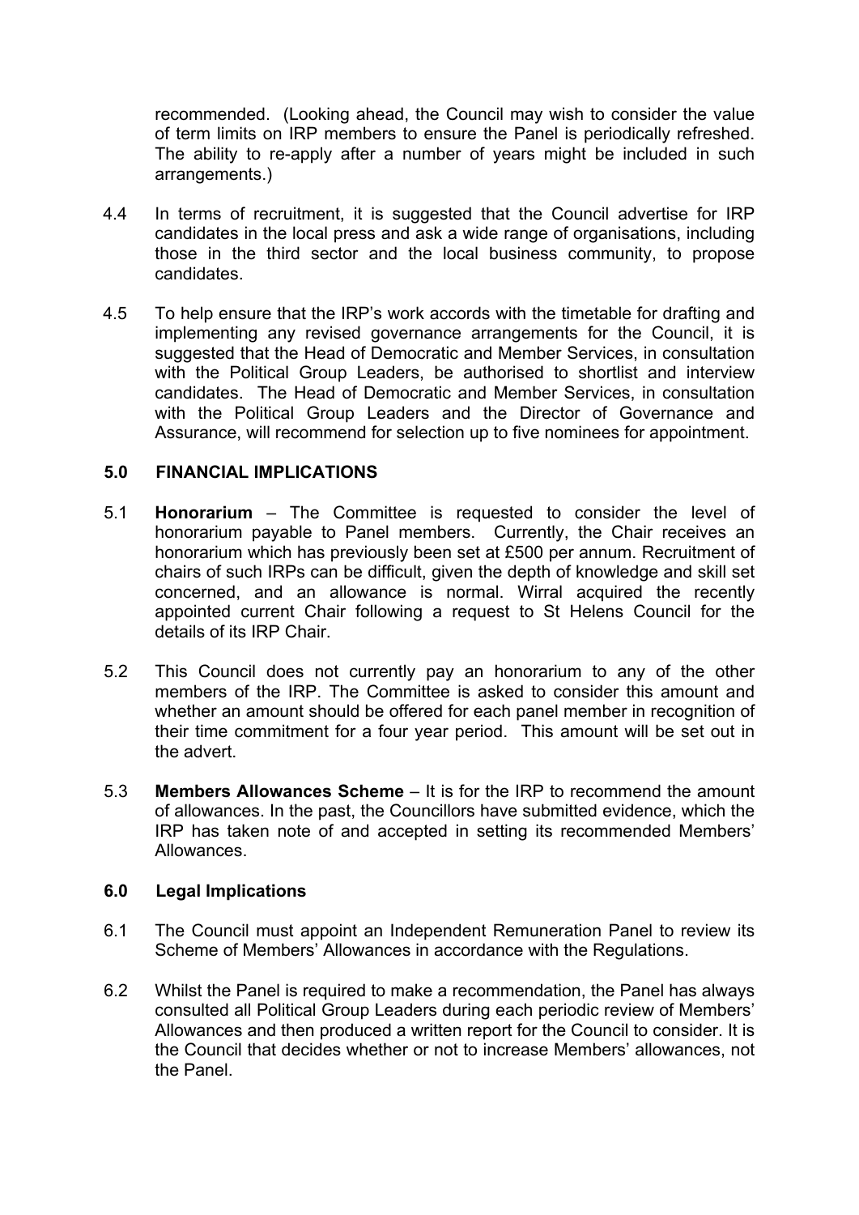recommended. (Looking ahead, the Council may wish to consider the value of term limits on IRP members to ensure the Panel is periodically refreshed. The ability to re-apply after a number of years might be included in such arrangements.)

4.4 In terms of recruitment, it is suggested that the Council advertise for IRP candidates in the local press and ask a wide range of organisations, including those in the third sector and the local business community, to propose candidates.

4.5 To help ensure that the IRP's work accords with the timetable for drafting and implementing any revised governance arrangements for the Council, it is suggested that the Head of Democratic and Member Services, in consultation with the Political Group Leaders, be authorised to shortlist and interview candidates. The Head of Democratic and Member Services, in consultation with the Political Group Leaders and the Director of Governance and Assurance, will recommend for selection up to five nominees for appointment.

## 5.0 FINANCIAL IMPLICATIONS

5.1 **Honorarium** – The Committee is requested to consider the level of honorarium payable to Panel members. Currently, the Chair receives an honorarium which has previously been set at £500 per annum. Recruitment of chairs of such IRPs can be difficult, given the depth of knowledge and skill set concerned, and an allowance is normal. Wirral acquired the recently appointed current Chair following a request to St Helens Council for the details of its IRP Chair.

5.2 This Council does not currently pay an honorarium to any of the other members of the IRP. The Committee is asked to consider this amount and whether an amount should be offered for each panel member in recognition of their time commitment for a four year period. This amount will be set out in the advert.

5.3 **Members Allowances Scheme** – It is for the IRP to recommend the amount of allowances. In the past, the Councillors have submitted evidence, which the IRP has taken note of and accepted in setting its recommended Members' Allowances.

## 6.0 Legal Implications

6.1 The Council must appoint an Independent Remuneration Panel to review its Scheme of Members' Allowances in accordance with the Regulations.

6.2 Whilst the Panel is required to make a recommendation, the Panel has always consulted all Political Group Leaders during each periodic review of Members' Allowances and then produced a written report for the Council to consider. It is the Council that decides whether or not to increase Members' allowances, not the Panel.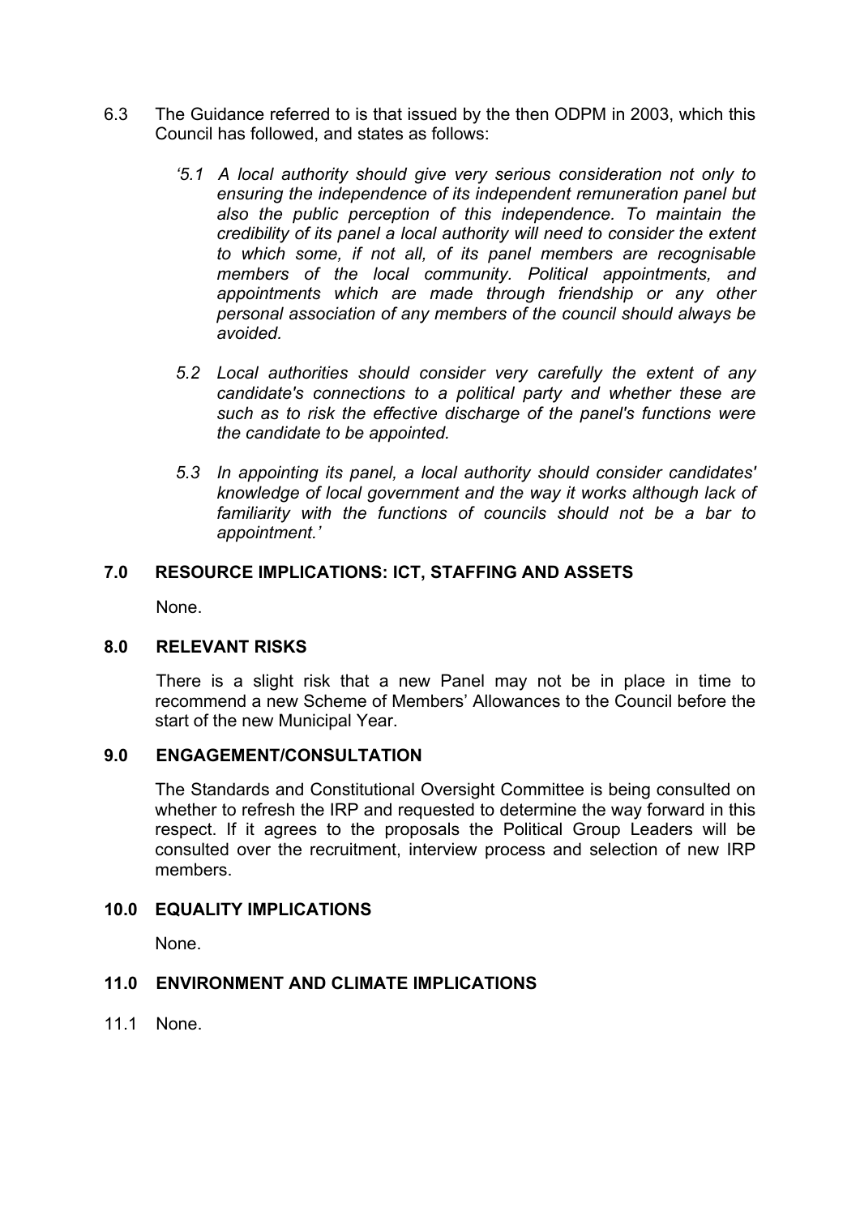6.3 The Guidance referred to is that issued by the then ODPM in 2003, which this Council has followed, and states as follows:

> *'5.1 A local authority should give very serious consideration not only to ensuring the independence of its independent remuneration panel but also the public perception of this independence. To maintain the credibility of its panel a local authority will need to consider the extent to which some, if not all, of its panel members are recognisable members of the local community. Political appointments, and appointments which are made through friendship or any other personal association of any members of the council should always be avoided.*
>
> *5.2 Local authorities should consider very carefully the extent of any candidate's connections to a political party and whether these are such as to risk the effective discharge of the panel's functions were the candidate to be appointed.*
>
> *5.3 In appointing its panel, a local authority should consider candidates' knowledge of local government and the way it works although lack of familiarity with the functions of councils should not be a bar to appointment.'*

## 7.0 RESOURCE IMPLICATIONS: ICT, STAFFING AND ASSETS

None.

## 8.0 RELEVANT RISKS

There is a slight risk that a new Panel may not be in place in time to recommend a new Scheme of Members' Allowances to the Council before the start of the new Municipal Year.

## 9.0 ENGAGEMENT/CONSULTATION

The Standards and Constitutional Oversight Committee is being consulted on whether to refresh the IRP and requested to determine the way forward in this respect. If it agrees to the proposals the Political Group Leaders will be consulted over the recruitment, interview process and selection of new IRP members.

## 10.0 EQUALITY IMPLICATIONS

None.

## 11.0 ENVIRONMENT AND CLIMATE IMPLICATIONS

11.1 None.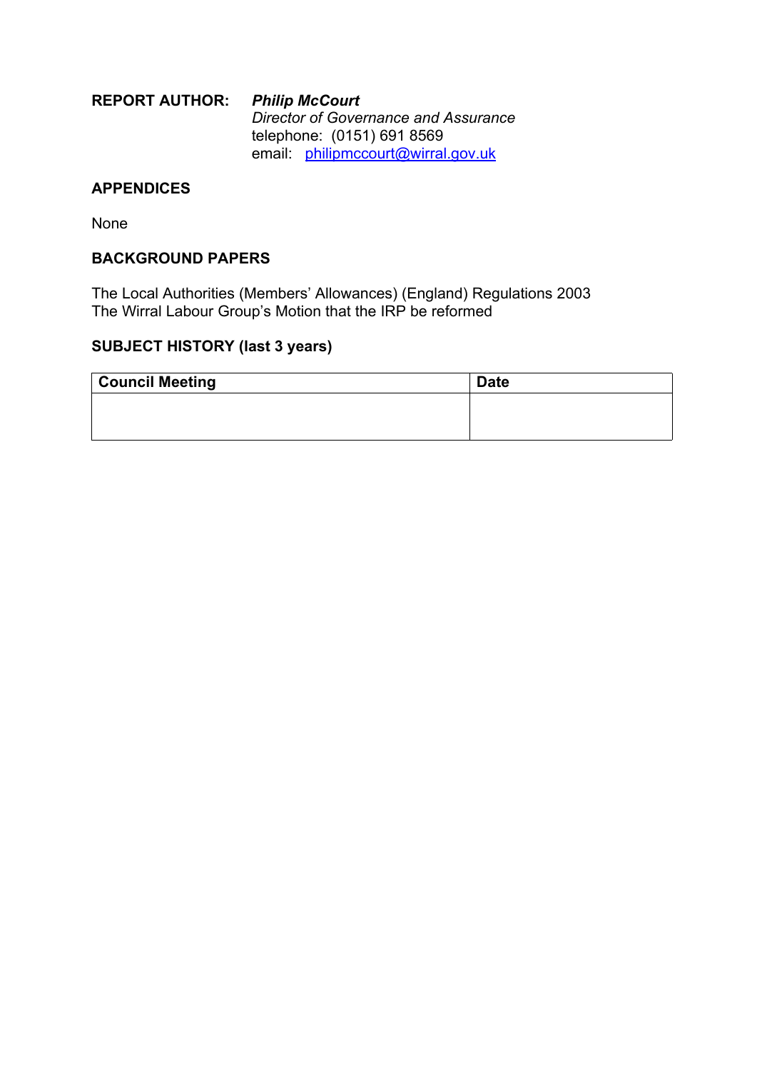**REPORT AUTHOR:** ***Philip McCourt***
*Director of Governance and Assurance*
telephone: (0151) 691 8569
email: philipmccourt@wirral.gov.uk

## APPENDICES

None

## BACKGROUND PAPERS

The Local Authorities (Members' Allowances) (England) Regulations 2003
The Wirral Labour Group's Motion that the IRP be reformed

## SUBJECT HISTORY (last 3 years)

| Council Meeting | Date |
|---|---|
| | |